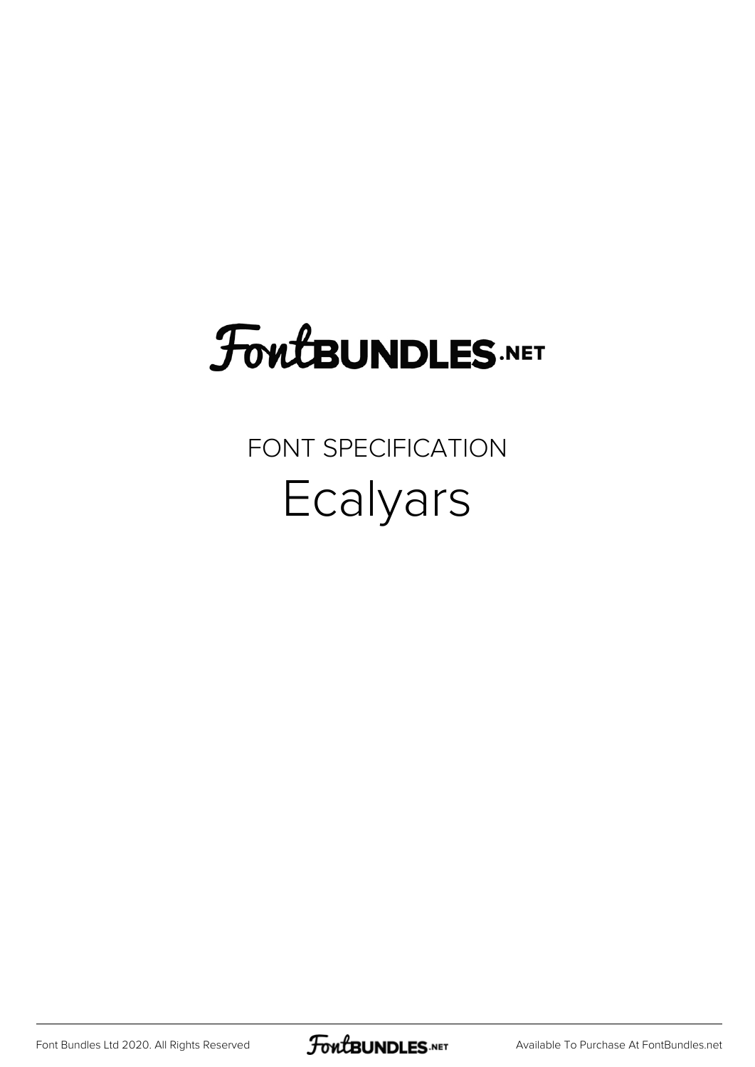FontBundles.net

FONT SPECIFICATION

# Ecalyars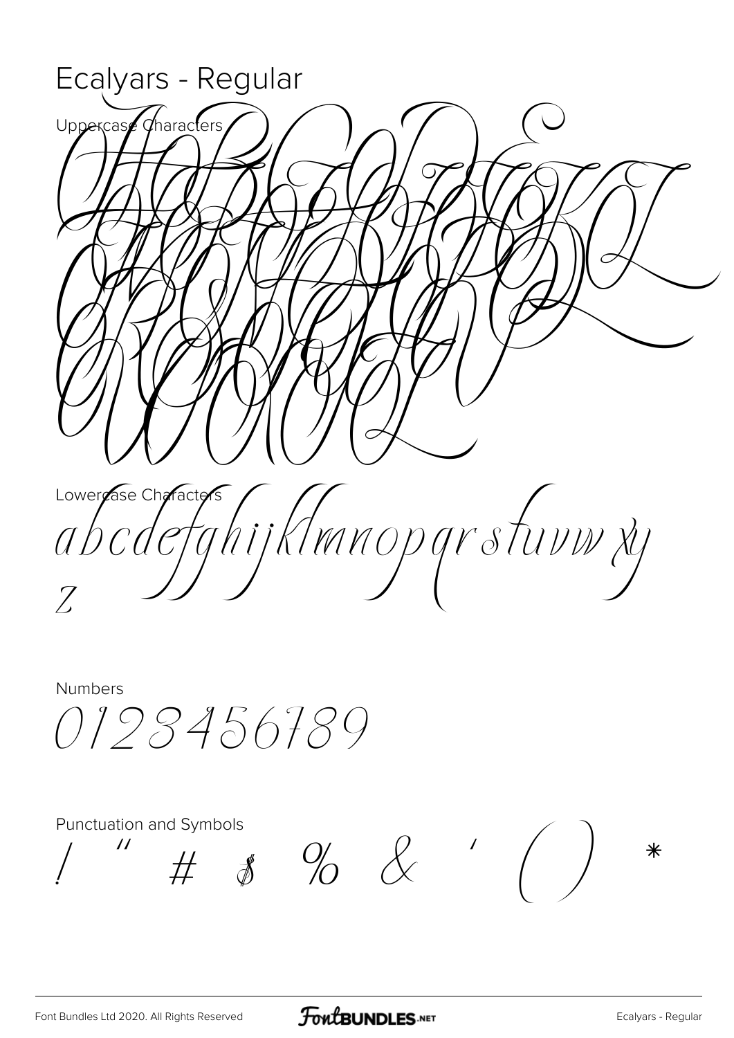# Ecalyars - Regular

Uppercase Characters

ABCDEFGHIJKLMNOPQRSTUVWXYZ

Lowercase Characters

abcdefghijklmnopqrstuvwxy z

Numbers

0123456789

Punctuation and Symbols

! " # $ % & ' ( ) *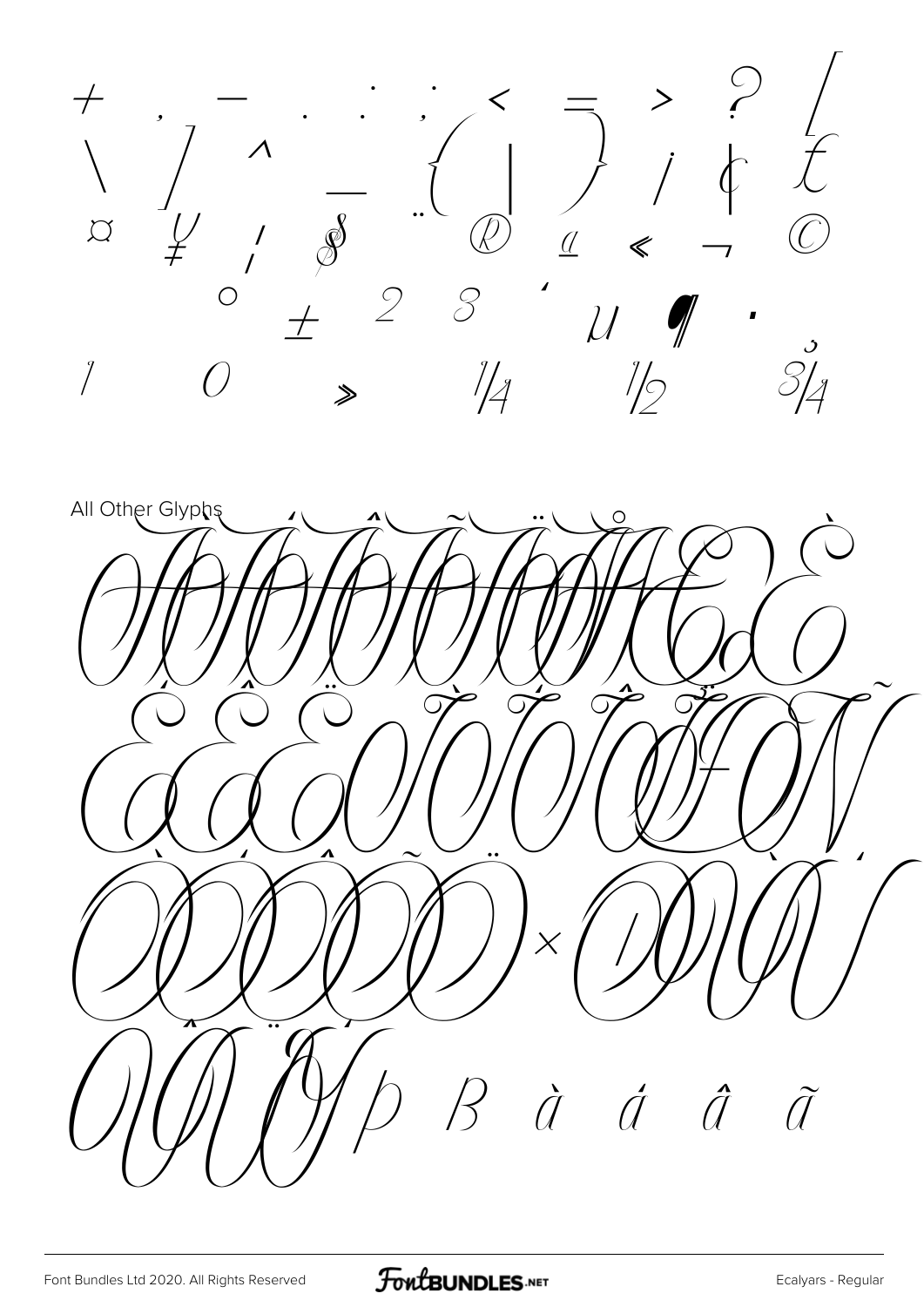\+ , – . : ; < = > ? [

\ ] ^ _ { | } ¡ ¢ £

¤ ¥ ¦ § ¨ ® ª « ¬ ©

° ± ² ³ ´ µ ¶ ·

¹ º » ¼ ½ ¾

All Other Glyphs

À Á Â Ã Ä Å Æ Ç È

É Ê Ë Ì Í Î Ï Ð Ñ

Ò Ó Ô Õ Ö × Ø Ù Ú

Û Ü Ý Þ ß à á â ã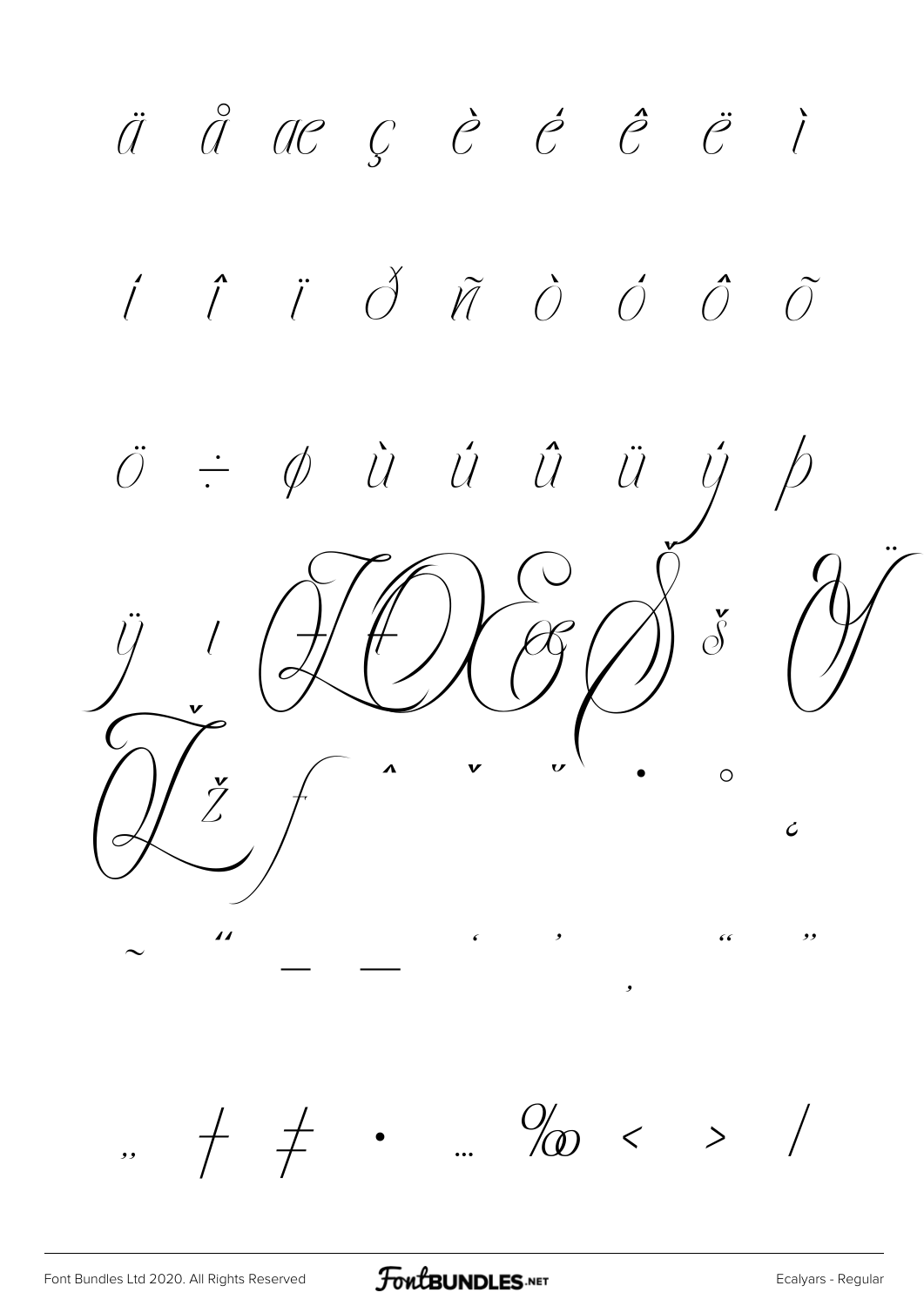ä å æ ç è é ê ë ì

í î ï ð ñ ò ó ô õ

ö ÷ ø ù ú û ü ý þ

ÿ ı Ł Œ œ Š š Ÿ

Ž ž ƒ ˆ ˇ ˘ ˙ ˚ ¿

˜ ˝ – — ‘ ’ ‚ “ ”

„ † ‡ • … ‰ ‹ › ⁄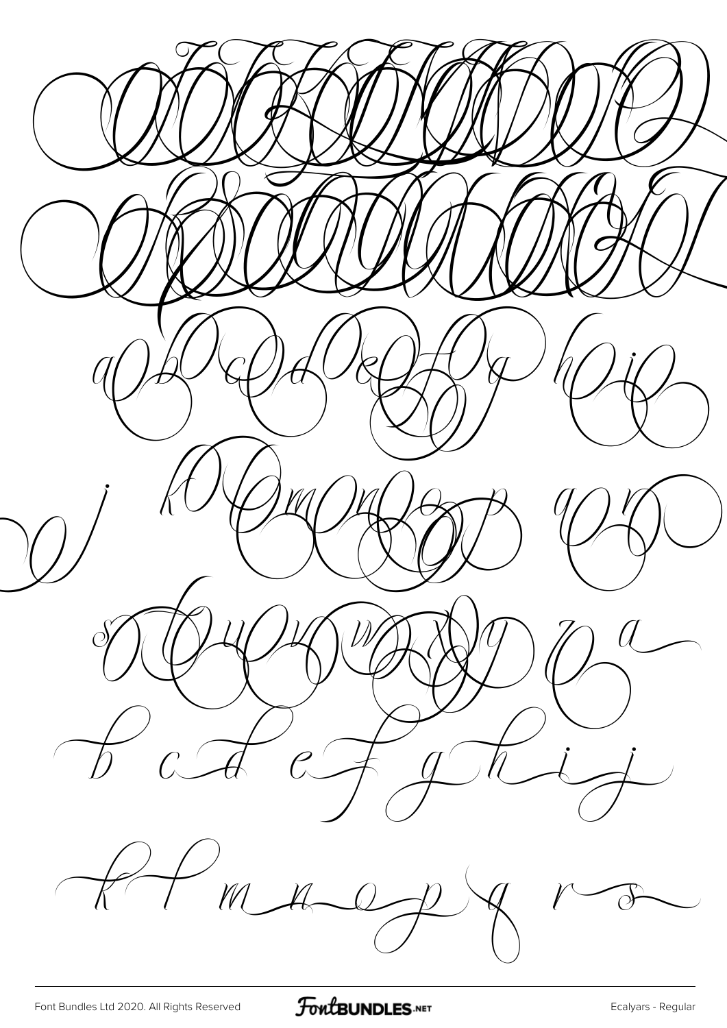a b c d e f g h i

j k l m n o p q r

s t u v w x y z a

b c d e f g h i j

k l m n o p q r s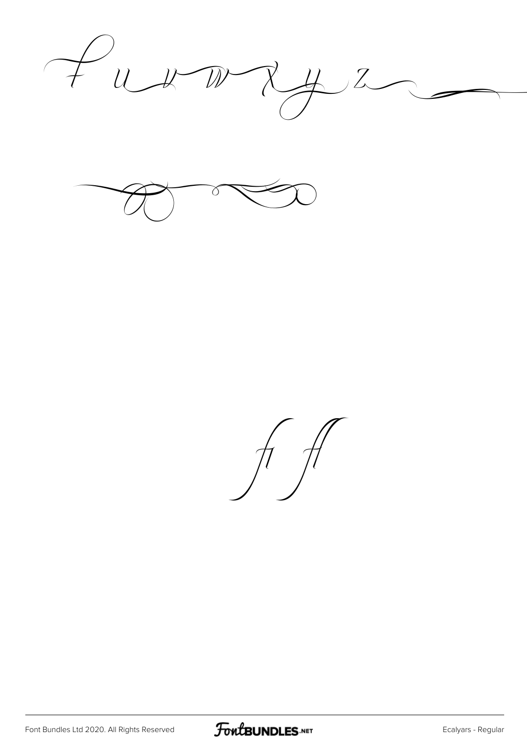t u v w x y z

fi fl